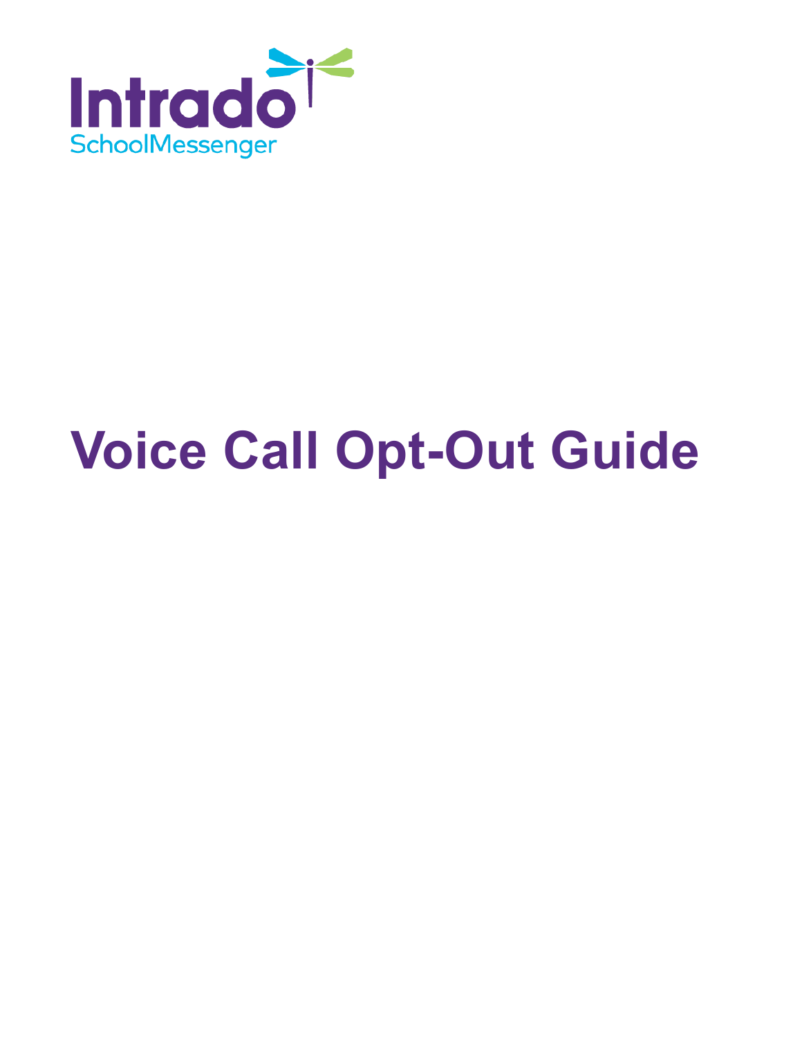Intrado

SchoolMessenger

# Voice Call Opt-Out Guide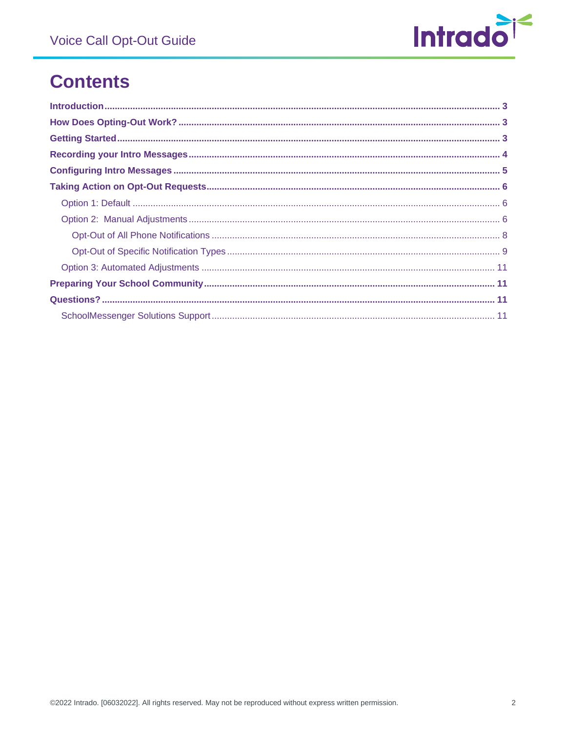# Contents

**Introduction** ........ **3**

**How Does Opting-Out Work?** ........ **3**

**Getting Started** ........ **3**

**Recording your Intro Messages** ........ **4**

**Configuring Intro Messages** ........ **5**

**Taking Action on Opt-Out Requests** ........ **6**

- Option 1: Default ........ 6
- Option 2: Manual Adjustments ........ 6
  - Opt-Out of All Phone Notifications ........ 8
  - Opt-Out of Specific Notification Types ........ 9
- Option 3: Automated Adjustments ........ 11

**Preparing Your School Community** ........ **11**

**Questions?** ........ **11**

- SchoolMessenger Solutions Support ........ 11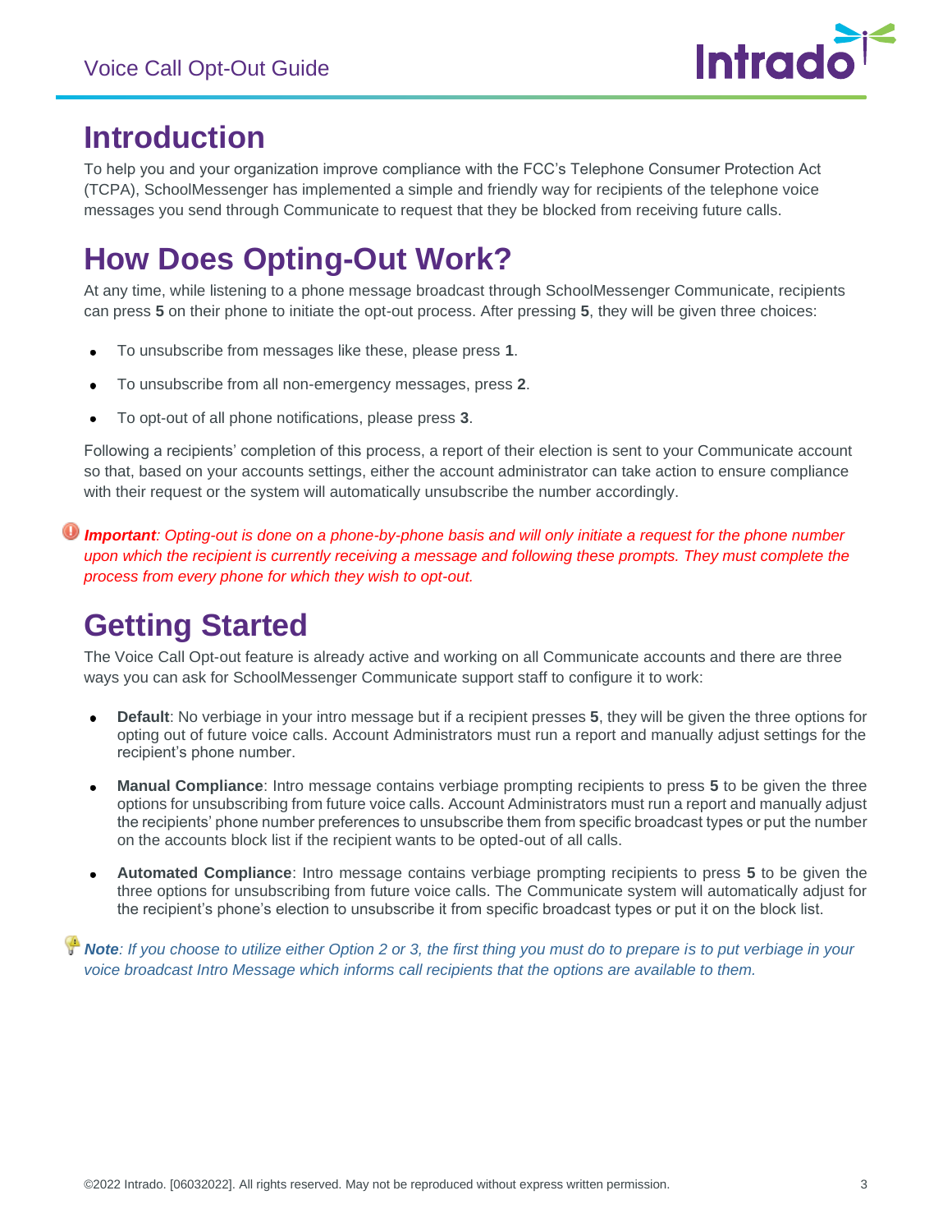# Introduction

To help you and your organization improve compliance with the FCC's Telephone Consumer Protection Act (TCPA), SchoolMessenger has implemented a simple and friendly way for recipients of the telephone voice messages you send through Communicate to request that they be blocked from receiving future calls.

# How Does Opting-Out Work?

At any time, while listening to a phone message broadcast through SchoolMessenger Communicate, recipients can press **5** on their phone to initiate the opt-out process. After pressing **5**, they will be given three choices:

- To unsubscribe from messages like these, please press **1**.
- To unsubscribe from all non-emergency messages, press **2**.
- To opt-out of all phone notifications, please press **3**.

Following a recipients' completion of this process, a report of their election is sent to your Communicate account so that, based on your accounts settings, either the account administrator can take action to ensure compliance with their request or the system will automatically unsubscribe the number accordingly.

***Important**: Opting-out is done on a phone-by-phone basis and will only initiate a request for the phone number upon which the recipient is currently receiving a message and following these prompts. They must complete the process from every phone for which they wish to opt-out.*

# Getting Started

The Voice Call Opt-out feature is already active and working on all Communicate accounts and there are three ways you can ask for SchoolMessenger Communicate support staff to configure it to work:

- **Default**: No verbiage in your intro message but if a recipient presses **5**, they will be given the three options for opting out of future voice calls. Account Administrators must run a report and manually adjust settings for the recipient's phone number.
- **Manual Compliance**: Intro message contains verbiage prompting recipients to press **5** to be given the three options for unsubscribing from future voice calls. Account Administrators must run a report and manually adjust the recipients' phone number preferences to unsubscribe them from specific broadcast types or put the number on the accounts block list if the recipient wants to be opted-out of all calls.
- **Automated Compliance**: Intro message contains verbiage prompting recipients to press **5** to be given the three options for unsubscribing from future voice calls. The Communicate system will automatically adjust for the recipient's phone's election to unsubscribe it from specific broadcast types or put it on the block list.

***Note**: If you choose to utilize either Option 2 or 3, the first thing you must do to prepare is to put verbiage in your voice broadcast Intro Message which informs call recipients that the options are available to them.*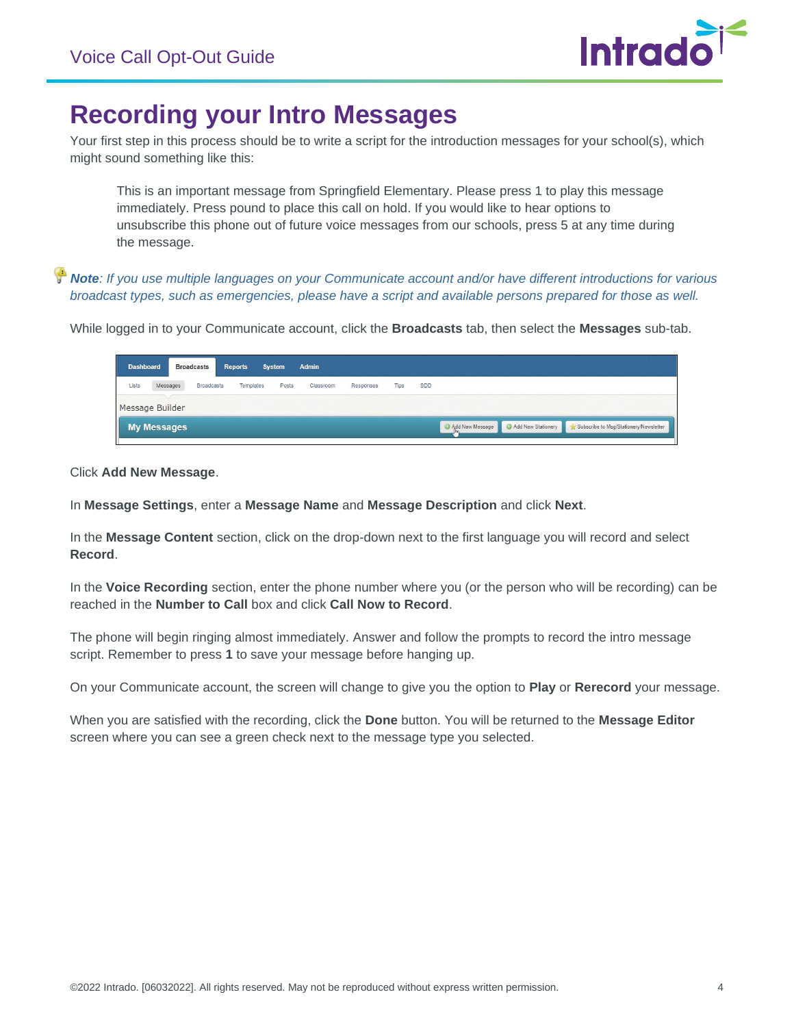# Recording your Intro Messages

Your first step in this process should be to write a script for the introduction messages for your school(s), which might sound something like this:

> This is an important message from Springfield Elementary. Please press 1 to play this message immediately. Press pound to place this call on hold. If you would like to hear options to unsubscribe this phone out of future voice messages from our schools, press 5 at any time during the message.

***Note**: If you use multiple languages on your Communicate account and/or have different introductions for various broadcast types, such as emergencies, please have a script and available persons prepared for those as well.*

While logged in to your Communicate account, click the **Broadcasts** tab, then select the **Messages** sub-tab.

Click **Add New Message**.

In **Message Settings**, enter a **Message Name** and **Message Description** and click **Next**.

In the **Message Content** section, click on the drop-down next to the first language you will record and select **Record**.

In the **Voice Recording** section, enter the phone number where you (or the person who will be recording) can be reached in the **Number to Call** box and click **Call Now to Record**.

The phone will begin ringing almost immediately. Answer and follow the prompts to record the intro message script. Remember to press **1** to save your message before hanging up.

On your Communicate account, the screen will change to give you the option to **Play** or **Rerecord** your message.

When you are satisfied with the recording, click the **Done** button. You will be returned to the **Message Editor** screen where you can see a green check next to the message type you selected.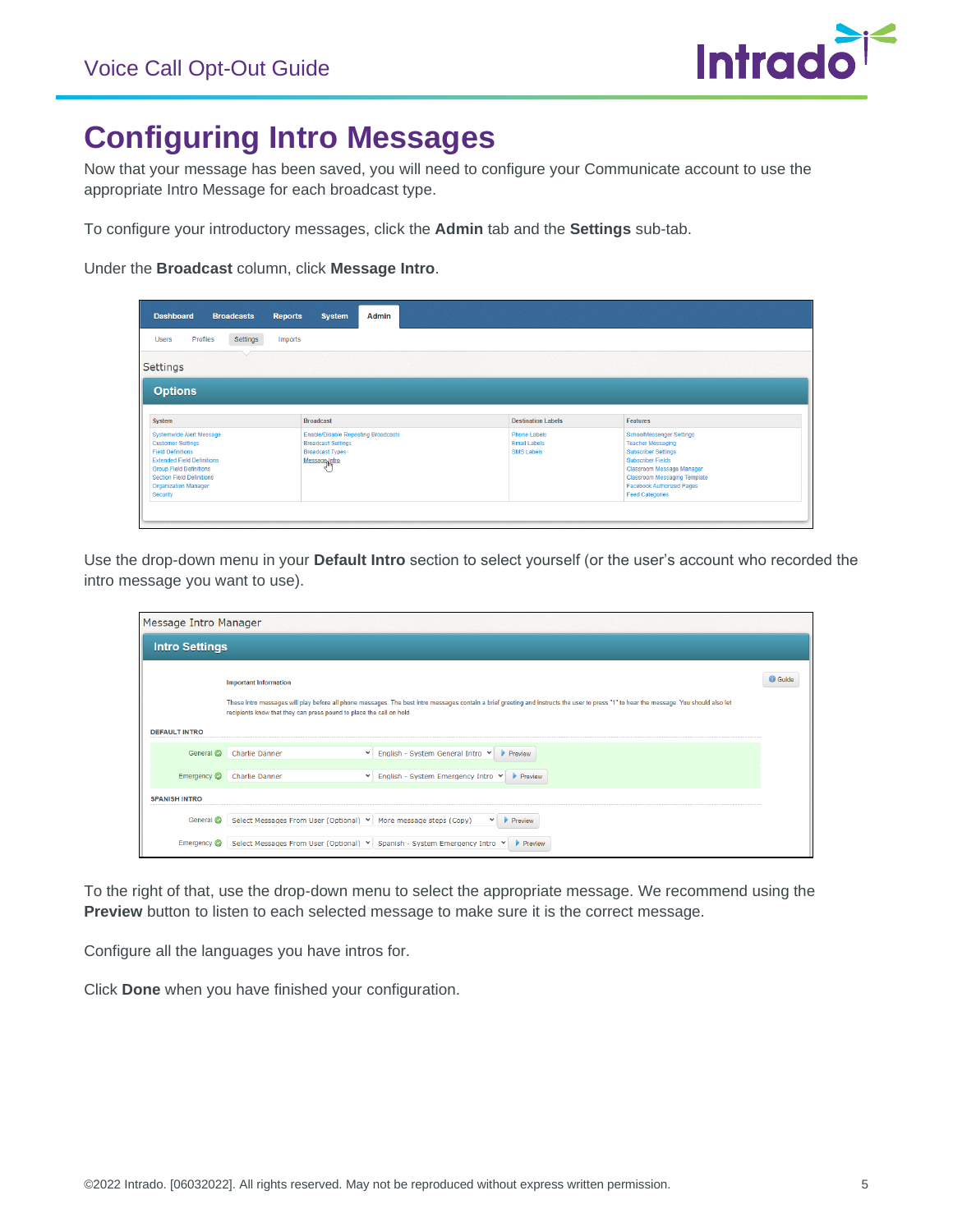# Configuring Intro Messages

Now that your message has been saved, you will need to configure your Communicate account to use the appropriate Intro Message for each broadcast type.

To configure your introductory messages, click the **Admin** tab and the **Settings** sub-tab.

Under the **Broadcast** column, click **Message Intro**.

Use the drop-down menu in your **Default Intro** section to select yourself (or the user's account who recorded the intro message you want to use).

To the right of that, use the drop-down menu to select the appropriate message. We recommend using the **Preview** button to listen to each selected message to make sure it is the correct message.

Configure all the languages you have intros for.

Click **Done** when you have finished your configuration.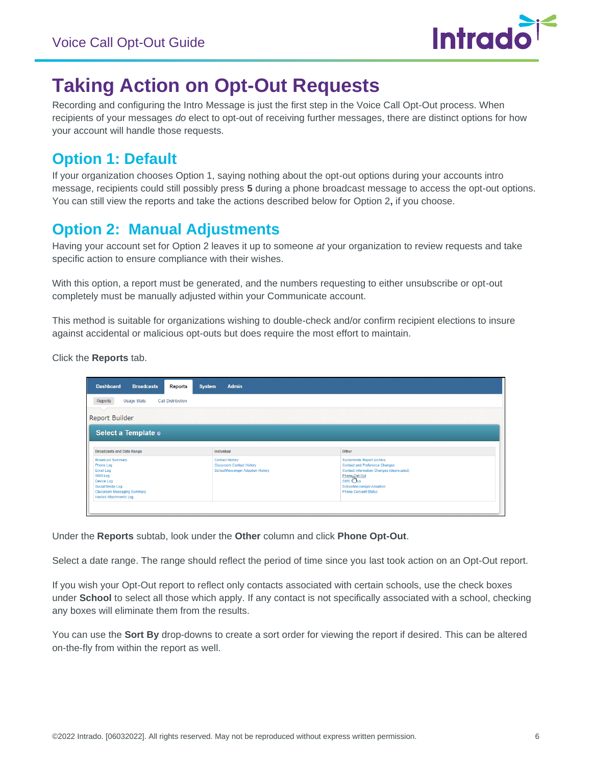# Taking Action on Opt-Out Requests

Recording and configuring the Intro Message is just the first step in the Voice Call Opt-Out process. When recipients of your messages *do* elect to opt-out of receiving further messages, there are distinct options for how your account will handle those requests.

## Option 1: Default

If your organization chooses Option 1, saying nothing about the opt-out options during your accounts intro message, recipients could still possibly press **5** during a phone broadcast message to access the opt-out options. You can still view the reports and take the actions described below for Option 2**,** if you choose.

## Option 2: Manual Adjustments

Having your account set for Option 2 leaves it up to someone *at* your organization to review requests and take specific action to ensure compliance with their wishes.

With this option, a report must be generated, and the numbers requesting to either unsubscribe or opt-out completely must be manually adjusted within your Communicate account.

This method is suitable for organizations wishing to double-check and/or confirm recipient elections to insure against accidental or malicious opt-outs but does require the most effort to maintain.

Click the **Reports** tab.

Under the **Reports** subtab, look under the **Other** column and click **Phone Opt-Out**.

Select a date range. The range should reflect the period of time since you last took action on an Opt-Out report.

If you wish your Opt-Out report to reflect only contacts associated with certain schools, use the check boxes under **School** to select all those which apply. If any contact is not specifically associated with a school, checking any boxes will eliminate them from the results.

You can use the **Sort By** drop-downs to create a sort order for viewing the report if desired. This can be altered on-the-fly from within the report as well.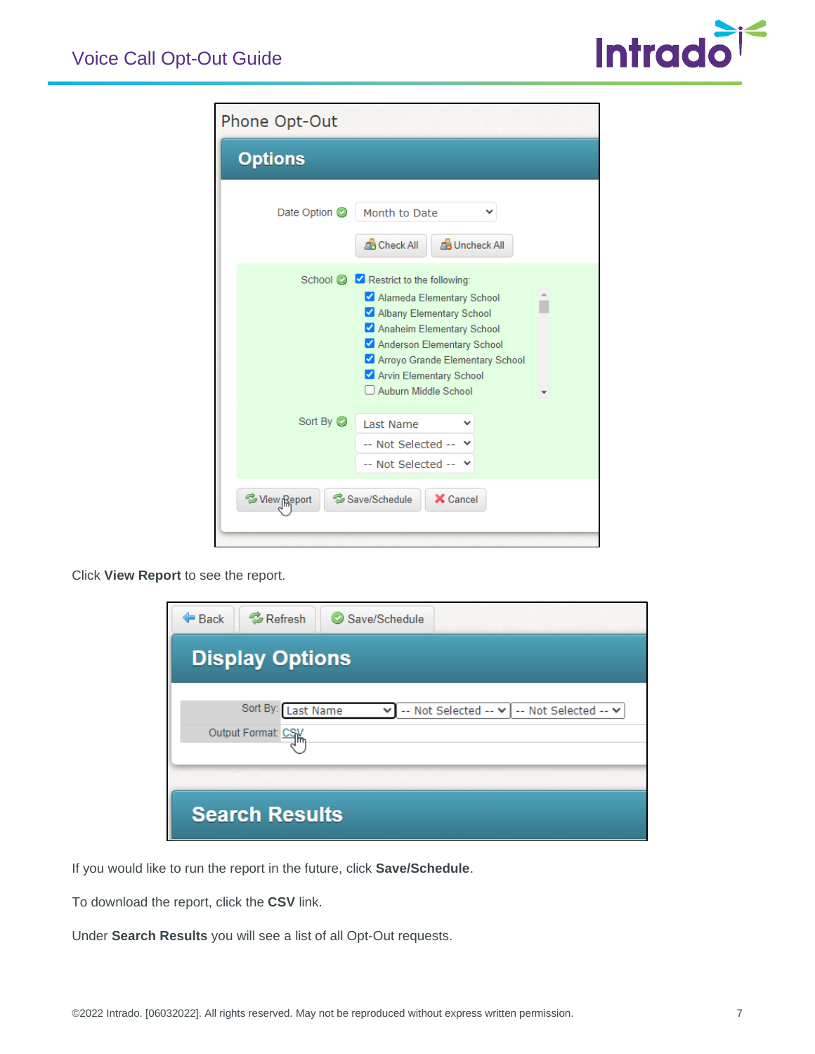Click **View Report** to see the report.

If you would like to run the report in the future, click **Save/Schedule**.

To download the report, click the **CSV** link.

Under **Search Results** you will see a list of all Opt-Out requests.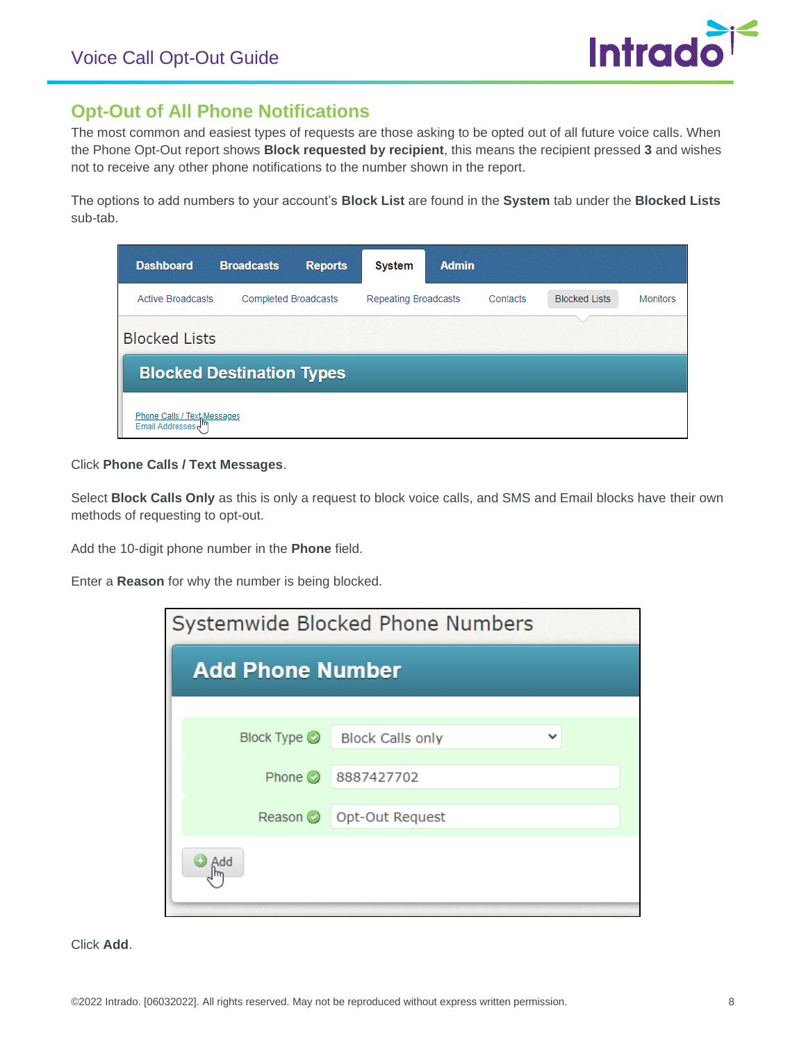## Opt-Out of All Phone Notifications

The most common and easiest types of requests are those asking to be opted out of all future voice calls. When the Phone Opt-Out report shows **Block requested by recipient**, this means the recipient pressed **3** and wishes not to receive any other phone notifications to the number shown in the report.

The options to add numbers to your account's **Block List** are found in the **System** tab under the **Blocked Lists** sub-tab.

Click **Phone Calls / Text Messages**.

Select **Block Calls Only** as this is only a request to block voice calls, and SMS and Email blocks have their own methods of requesting to opt-out.

Add the 10-digit phone number in the **Phone** field.

Enter a **Reason** for why the number is being blocked.

Click **Add**.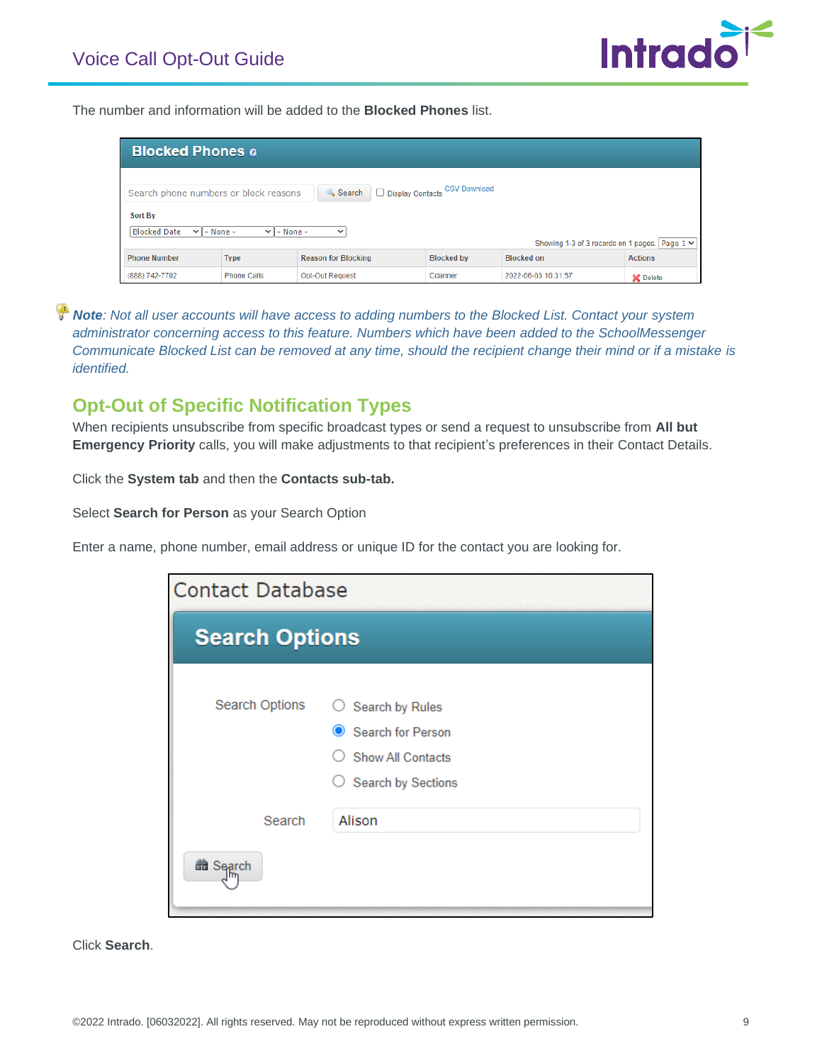The number and information will be added to the **Blocked Phones** list.

***Note**: Not all user accounts will have access to adding numbers to the Blocked List. Contact your system administrator concerning access to this feature. Numbers which have been added to the SchoolMessenger Communicate Blocked List can be removed at any time, should the recipient change their mind or if a mistake is identified.*

## Opt-Out of Specific Notification Types

When recipients unsubscribe from specific broadcast types or send a request to unsubscribe from **All but Emergency Priority** calls, you will make adjustments to that recipient's preferences in their Contact Details.

Click the **System tab** and then the **Contacts sub-tab.**

Select **Search for Person** as your Search Option

Enter a name, phone number, email address or unique ID for the contact you are looking for.

Click **Search**.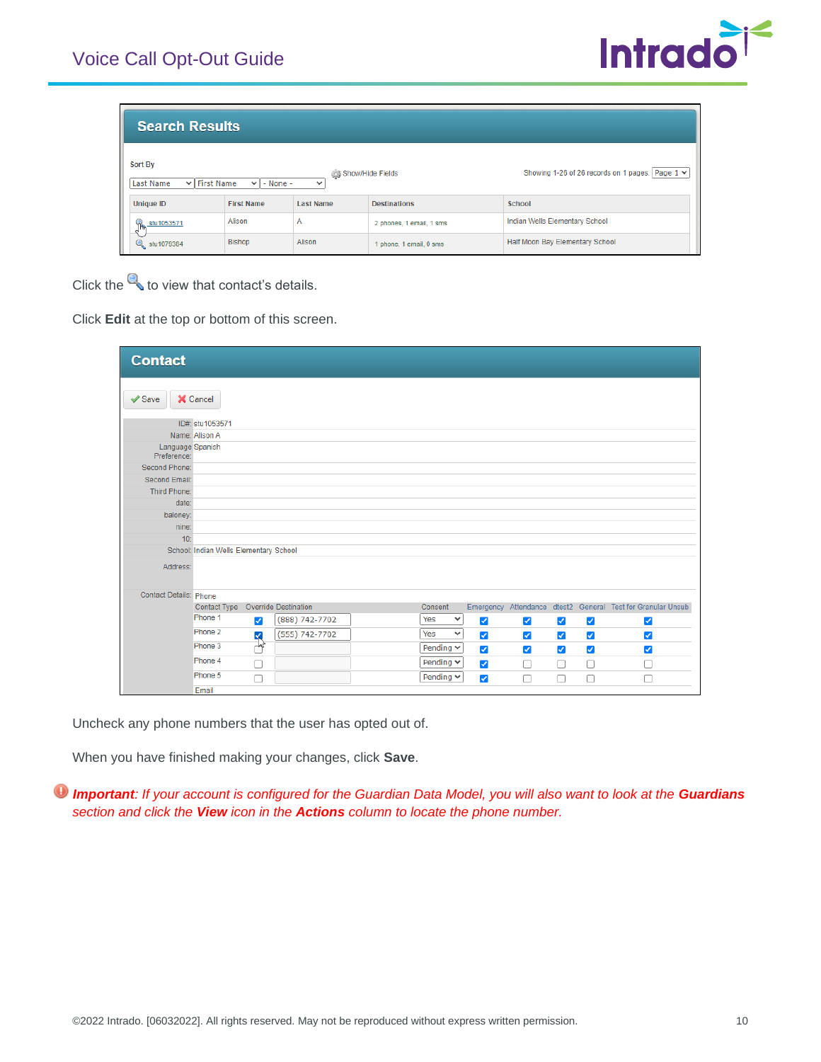Click the 🔍 to view that contact's details.

Click **Edit** at the top or bottom of this screen.

Uncheck any phone numbers that the user has opted out of.

When you have finished making your changes, click **Save**.

***Important**: If your account is configured for the Guardian Data Model, you will also want to look at the **Guardians** section and click the **View** icon in the **Actions** column to locate the phone number.*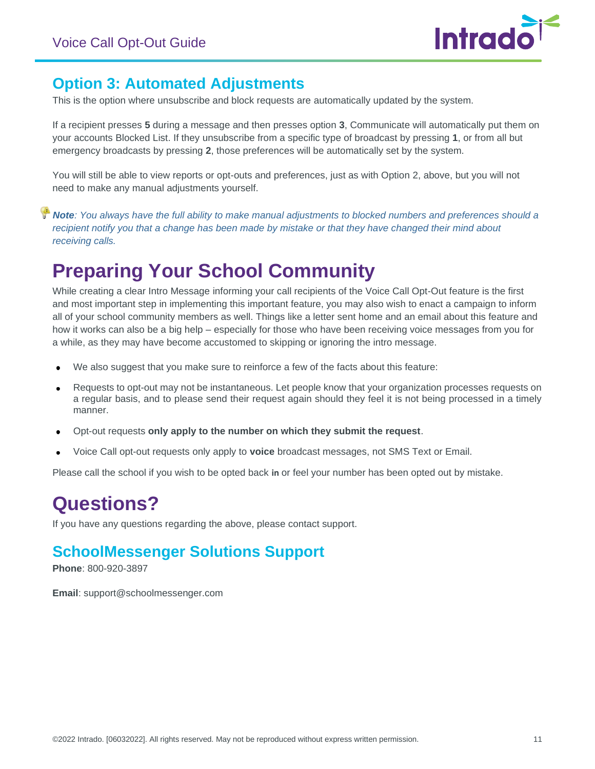## Option 3: Automated Adjustments

This is the option where unsubscribe and block requests are automatically updated by the system.

If a recipient presses **5** during a message and then presses option **3**, Communicate will automatically put them on your accounts Blocked List. If they unsubscribe from a specific type of broadcast by pressing **1**, or from all but emergency broadcasts by pressing **2**, those preferences will be automatically set by the system.

You will still be able to view reports or opt-outs and preferences, just as with Option 2, above, but you will not need to make any manual adjustments yourself.

***Note**: You always have the full ability to make manual adjustments to blocked numbers and preferences should a recipient notify you that a change has been made by mistake or that they have changed their mind about receiving calls.*

# Preparing Your School Community

While creating a clear Intro Message informing your call recipients of the Voice Call Opt-Out feature is the first and most important step in implementing this important feature, you may also wish to enact a campaign to inform all of your school community members as well. Things like a letter sent home and an email about this feature and how it works can also be a big help – especially for those who have been receiving voice messages from you for a while, as they may have become accustomed to skipping or ignoring the intro message.

- We also suggest that you make sure to reinforce a few of the facts about this feature:
- Requests to opt-out may not be instantaneous. Let people know that your organization processes requests on a regular basis, and to please send their request again should they feel it is not being processed in a timely manner.
- Opt-out requests **only apply to the number on which they submit the request**.
- Voice Call opt-out requests only apply to **voice** broadcast messages, not SMS Text or Email.

Please call the school if you wish to be opted back **in** or feel your number has been opted out by mistake.

# Questions?

If you have any questions regarding the above, please contact support.

## SchoolMessenger Solutions Support

**Phone**: 800-920-3897

**Email**: support@schoolmessenger.com

©2022 Intrado. [06032022]. All rights reserved. May not be reproduced without express written permission.